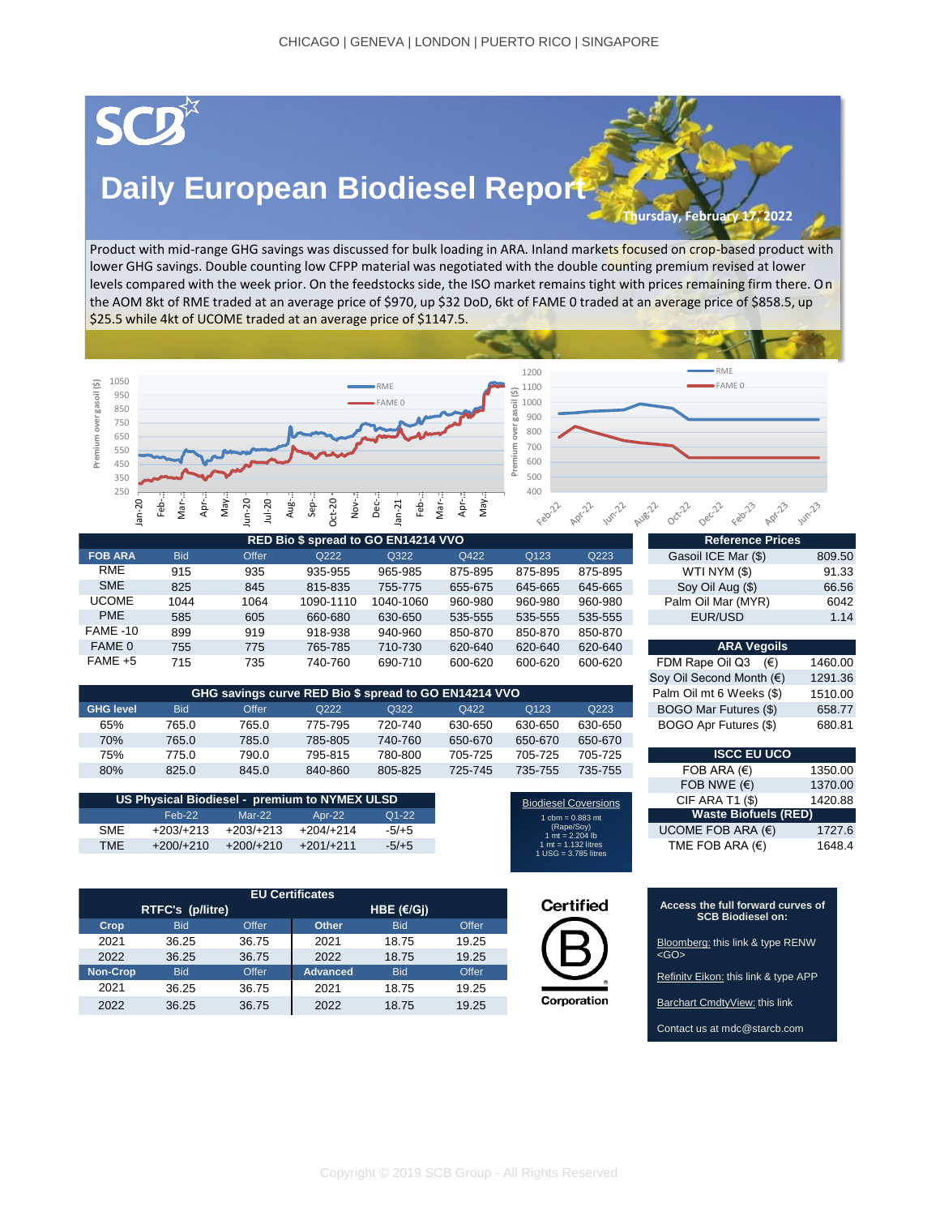CHICAGO | GENEVA | LONDON | PUERTO RICO | SINGAPORE

SCB

# Daily European Biodiesel Report

Thursday, February 17, 2022

Product with mid-range GHG savings was discussed for bulk loading in ARA. Inland markets focused on crop-based product with lower GHG savings. Double counting low CFPP material was negotiated with the double counting premium revised at lower levels compared with the week prior. On the feedstocks side, the ISO market remains tight with prices remaining firm there. On the AOM 8kt of RME traded at an average price of $970, up $32 DoD, 6kt of FAME 0 traded at an average price of $858.5, up $25.5 while 4kt of UCOME traded at an average price of $1147.5.

| RED Bio $ spread to GO EN14214 VVO | | | | | | | |
|---|---|---|---|---|---|---|---|
| FOB ARA | Bid | Offer | Q222 | Q322 | Q422 | Q123 | Q223 |
| RME | 915 | 935 | 935-955 | 965-985 | 875-895 | 875-895 | 875-895 |
| SME | 825 | 845 | 815-835 | 755-775 | 655-675 | 645-665 | 645-665 |
| UCOME | 1044 | 1064 | 1090-1110 | 1040-1060 | 960-980 | 960-980 | 960-980 |
| PME | 585 | 605 | 660-680 | 630-650 | 535-555 | 535-555 | 535-555 |
| FAME -10 | 899 | 919 | 918-938 | 940-960 | 850-870 | 850-870 | 850-870 |
| FAME 0 | 755 | 775 | 765-785 | 710-730 | 620-640 | 620-640 | 620-640 |
| FAME +5 | 715 | 735 | 740-760 | 690-710 | 600-620 | 600-620 | 600-620 |

| GHG savings curve RED Bio $ spread to GO EN14214 VVO | | | | | | | |
|---|---|---|---|---|---|---|---|
| GHG level | Bid | Offer | Q222 | Q322 | Q422 | Q123 | Q223 |
| 65% | 765.0 | 765.0 | 775-795 | 720-740 | 630-650 | 630-650 | 630-650 |
| 70% | 765.0 | 785.0 | 785-805 | 740-760 | 650-670 | 650-670 | 650-670 |
| 75% | 775.0 | 790.0 | 795-815 | 780-800 | 705-725 | 705-725 | 705-725 |
| 80% | 825.0 | 845.0 | 840-860 | 805-825 | 725-745 | 735-755 | 735-755 |

| US Physical Biodiesel - premium to NYMEX ULSD | | | | |
|---|---|---|---|---|
| | Feb-22 | Mar-22 | Apr-22 | Q1-22 |
| SME | +203/+213 | +203/+213 | +204/+214 | -5/+5 |
| TME | +200/+210 | +200/+210 | +201/+211 | -5/+5 |

**Biodiesel Coversions**

1 cbm = 0.883 mt (Rape/Soy)
1 mt = 2.204 lb
1 mt = 1.132 litres
1 USG = 3.785 litres

| EU Certificates | | | | | |
|---|---|---|---|---|---|
| RTFC's (p/litre) | | | HBE (€/Gj) | | |
| Crop | Bid | Offer | Other | Bid | Offer |
| 2021 | 36.25 | 36.75 | 2021 | 18.75 | 19.25 |
| 2022 | 36.25 | 36.75 | 2022 | 18.75 | 19.25 |
| Non-Crop | Bid | Offer | Advanced | Bid | Offer |
| 2021 | 36.25 | 36.75 | 2021 | 18.75 | 19.25 |
| 2022 | 36.25 | 36.75 | 2022 | 18.75 | 19.25 |

| Reference Prices | |
|---|---|
| Gasoil ICE Mar ($) | 809.50 |
| WTI NYM ($) | 91.33 |
| Soy Oil Aug ($) | 66.56 |
| Palm Oil Mar (MYR) | 6042 |
| EUR/USD | 1.14 |

| ARA Vegoils | |
|---|---|
| FDM Rape Oil Q3 (€) | 1460.00 |
| Soy Oil Second Month (€) | 1291.36 |
| Palm Oil mt 6 Weeks ($) | 1510.00 |
| BOGO Mar Futures ($) | 658.77 |
| BOGO Apr Futures ($) | 680.81 |

| ISCC EU UCO | |
|---|---|
| FOB ARA (€) | 1350.00 |
| FOB NWE (€) | 1370.00 |
| CIF ARA T1 ($) | 1420.88 |

| Waste Biofuels (RED) | |
|---|---|
| UCOME FOB ARA (€) | 1727.6 |
| TME FOB ARA (€) | 1648.4 |

Certified B Corporation

**Access the full forward curves of SCB Biodiesel on:**

Bloomberg: this link & type RENW <GO>

Refinitv Eikon: this link & type APP

Barchart CmdtyView: this link

Contact us at mdc@starcb.com

Copyright © 2019 SCB Group - All Rights Reserved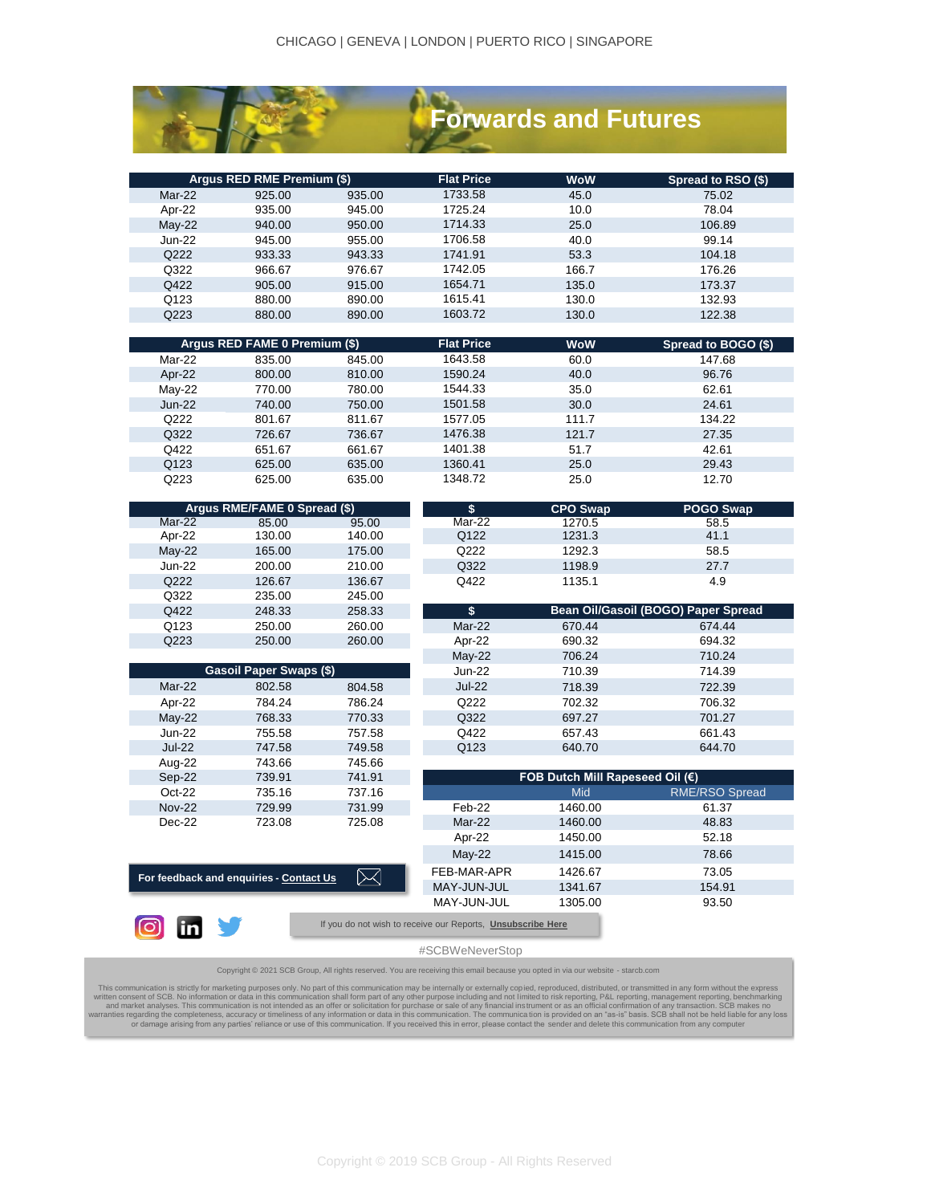CHICAGO | GENEVA | LONDON | PUERTO RICO | SINGAPORE

# Forwards and Futures

| Argus RED RME Premium ($) | | | Flat Price | WoW | Spread to RSO ($) |
|---|---|---|---|---|---|
| Mar-22 | 925.00 | 935.00 | 1733.58 | 45.0 | 75.02 |
| Apr-22 | 935.00 | 945.00 | 1725.24 | 10.0 | 78.04 |
| May-22 | 940.00 | 950.00 | 1714.33 | 25.0 | 106.89 |
| Jun-22 | 945.00 | 955.00 | 1706.58 | 40.0 | 99.14 |
| Q222 | 933.33 | 943.33 | 1741.91 | 53.3 | 104.18 |
| Q322 | 966.67 | 976.67 | 1742.05 | 166.7 | 176.26 |
| Q422 | 905.00 | 915.00 | 1654.71 | 135.0 | 173.37 |
| Q123 | 880.00 | 890.00 | 1615.41 | 130.0 | 132.93 |
| Q223 | 880.00 | 890.00 | 1603.72 | 130.0 | 122.38 |

| Argus RED FAME 0 Premium ($) | | | Flat Price | WoW | Spread to BOGO ($) |
|---|---|---|---|---|---|
| Mar-22 | 835.00 | 845.00 | 1643.58 | 60.0 | 147.68 |
| Apr-22 | 800.00 | 810.00 | 1590.24 | 40.0 | 96.76 |
| May-22 | 770.00 | 780.00 | 1544.33 | 35.0 | 62.61 |
| Jun-22 | 740.00 | 750.00 | 1501.58 | 30.0 | 24.61 |
| Q222 | 801.67 | 811.67 | 1577.05 | 111.7 | 134.22 |
| Q322 | 726.67 | 736.67 | 1476.38 | 121.7 | 27.35 |
| Q422 | 651.67 | 661.67 | 1401.38 | 51.7 | 42.61 |
| Q123 | 625.00 | 635.00 | 1360.41 | 25.0 | 29.43 |
| Q223 | 625.00 | 635.00 | 1348.72 | 25.0 | 12.70 |

| Argus RME/FAME 0 Spread ($) | | |
|---|---|---|
| Mar-22 | 85.00 | 95.00 |
| Apr-22 | 130.00 | 140.00 |
| May-22 | 165.00 | 175.00 |
| Jun-22 | 200.00 | 210.00 |
| Q222 | 126.67 | 136.67 |
| Q322 | 235.00 | 245.00 |
| Q422 | 248.33 | 258.33 |
| Q123 | 250.00 | 260.00 |
| Q223 | 250.00 | 260.00 |

| $ | CPO Swap | POGO Swap |
|---|---|---|
| Mar-22 | 1270.5 | 58.5 |
| Q122 | 1231.3 | 41.1 |
| Q222 | 1292.3 | 58.5 |
| Q322 | 1198.9 | 27.7 |
| Q422 | 1135.1 | 4.9 |

| Gasoil Paper Swaps ($) | | |
|---|---|---|
| Mar-22 | 802.58 | 804.58 |
| Apr-22 | 784.24 | 786.24 |
| May-22 | 768.33 | 770.33 |
| Jun-22 | 755.58 | 757.58 |
| Jul-22 | 747.58 | 749.58 |
| Aug-22 | 743.66 | 745.66 |
| Sep-22 | 739.91 | 741.91 |
| Oct-22 | 735.16 | 737.16 |
| Nov-22 | 729.99 | 731.99 |
| Dec-22 | 723.08 | 725.08 |

| $ | Bean Oil/Gasoil (BOGO) Paper Spread | |
|---|---|---|
| Mar-22 | 670.44 | 674.44 |
| Apr-22 | 690.32 | 694.32 |
| May-22 | 706.24 | 710.24 |
| Jun-22 | 710.39 | 714.39 |
| Jul-22 | 718.39 | 722.39 |
| Q222 | 702.32 | 706.32 |
| Q322 | 697.27 | 701.27 |
| Q422 | 657.43 | 661.43 |
| Q123 | 640.70 | 644.70 |

| FOB Dutch Mill Rapeseed Oil (€) | | |
|---|---|---|
| | Mid | RME/RSO Spread |
| Feb-22 | 1460.00 | 61.37 |
| Mar-22 | 1460.00 | 48.83 |
| Apr-22 | 1450.00 | 52.18 |
| May-22 | 1415.00 | 78.66 |
| FEB-MAR-APR | 1426.67 | 73.05 |
| MAY-JUN-JUL | 1341.67 | 154.91 |
| MAY-JUN-JUL | 1305.00 | 93.50 |

For feedback and enquiries - Contact Us

If you do not wish to receive our Reports, Unsubscribe Here

#SCBWeNeverStop

Copyright © 2021 SCB Group, All rights reserved. You are receiving this email because you opted in via our website - starcb.com

This communication is strictly for marketing purposes only. No part of this communication may be internally or externally copied, reproduced, distributed, or transmitted in any form without the express written consent of SCB. No information or data in this communication shall form part of any other purpose including and not limited to risk reporting, P&L reporting, management reporting, benchmarking and market analyses. This communication is not intended as an offer or solicitation for purchase or sale of any financial instrument or as an official confirmation of any transaction. SCB makes no warranties regarding the completeness, accuracy or timeliness of any information or data in this communication. The communication is provided on an "as-is" basis. SCB shall not be held liable for any loss or damage arising from any parties' reliance or use of this communication. If you received this in error, please contact the sender and delete this communication from any computer

Copyright © 2019 SCB Group - All Rights Reserved